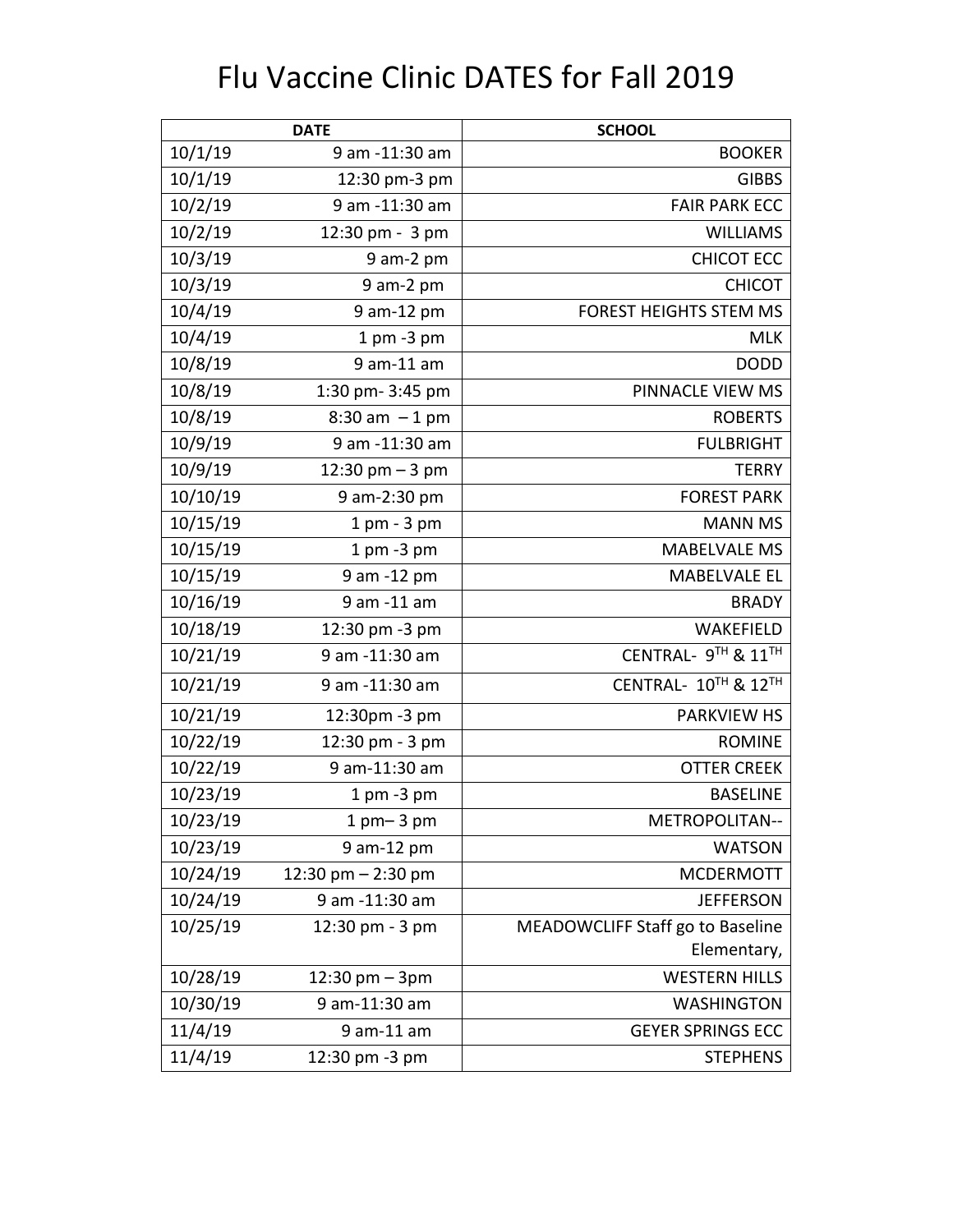# Flu Vaccine Clinic DATES for Fall 2019

| DATE | | SCHOOL |
|---|---|---|
| 10/1/19 | 9 am -11:30 am | BOOKER |
| 10/1/19 | 12:30 pm-3 pm | GIBBS |
| 10/2/19 | 9 am -11:30 am | FAIR PARK ECC |
| 10/2/19 | 12:30 pm - 3 pm | WILLIAMS |
| 10/3/19 | 9 am-2 pm | CHICOT ECC |
| 10/3/19 | 9 am-2 pm | CHICOT |
| 10/4/19 | 9 am-12 pm | FOREST HEIGHTS STEM MS |
| 10/4/19 | 1 pm -3 pm | MLK |
| 10/8/19 | 9 am-11 am | DODD |
| 10/8/19 | 1:30 pm- 3:45 pm | PINNACLE VIEW MS |
| 10/8/19 | 8:30 am – 1 pm | ROBERTS |
| 10/9/19 | 9 am -11:30 am | FULBRIGHT |
| 10/9/19 | 12:30 pm – 3 pm | TERRY |
| 10/10/19 | 9 am-2:30 pm | FOREST PARK |
| 10/15/19 | 1 pm - 3 pm | MANN MS |
| 10/15/19 | 1 pm -3 pm | MABELVALE MS |
| 10/15/19 | 9 am -12 pm | MABELVALE EL |
| 10/16/19 | 9 am -11 am | BRADY |
| 10/18/19 | 12:30 pm -3 pm | WAKEFIELD |
| 10/21/19 | 9 am -11:30 am | CENTRAL- 9TH & 11TH |
| 10/21/19 | 9 am -11:30 am | CENTRAL- 10TH & 12TH |
| 10/21/19 | 12:30pm -3 pm | PARKVIEW HS |
| 10/22/19 | 12:30 pm - 3 pm | ROMINE |
| 10/22/19 | 9 am-11:30 am | OTTER CREEK |
| 10/23/19 | 1 pm -3 pm | BASELINE |
| 10/23/19 | 1 pm– 3 pm | METROPOLITAN-- |
| 10/23/19 | 9 am-12 pm | WATSON |
| 10/24/19 | 12:30 pm – 2:30 pm | MCDERMOTT |
| 10/24/19 | 9 am -11:30 am | JEFFERSON |
| 10/25/19 | 12:30 pm - 3 pm | MEADOWCLIFF Staff go to Baseline Elementary, |
| 10/28/19 | 12:30 pm – 3pm | WESTERN HILLS |
| 10/30/19 | 9 am-11:30 am | WASHINGTON |
| 11/4/19 | 9 am-11 am | GEYER SPRINGS ECC |
| 11/4/19 | 12:30 pm -3 pm | STEPHENS |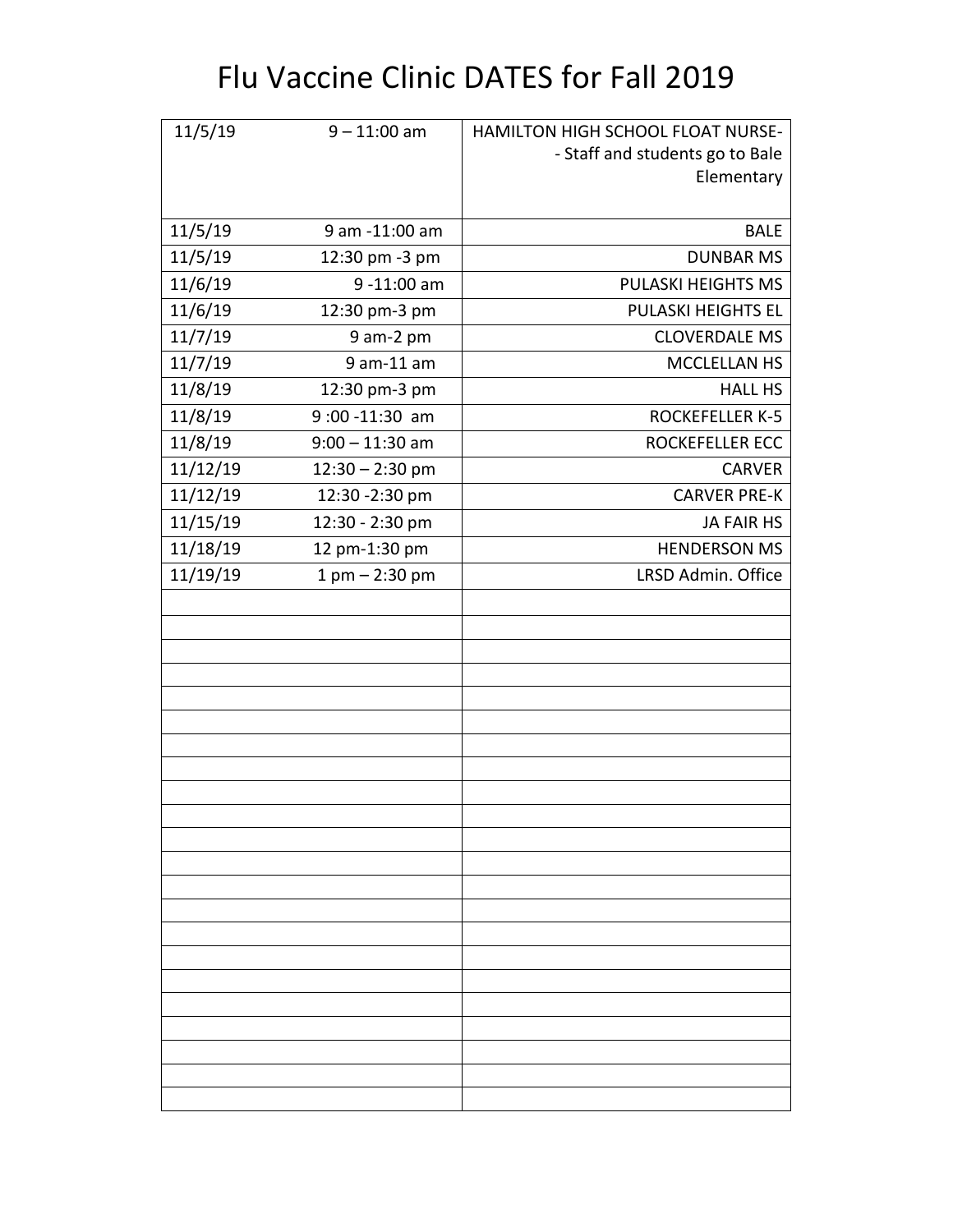# Flu Vaccine Clinic DATES for Fall 2019

| Date | Time | Location |
|---|---|---|
| 11/5/19 | 9 – 11:00 am | HAMILTON HIGH SCHOOL FLOAT NURSE-- Staff and students go to Bale Elementary |
| 11/5/19 | 9 am -11:00 am | BALE |
| 11/5/19 | 12:30 pm -3 pm | DUNBAR MS |
| 11/6/19 | 9 -11:00 am | PULASKI HEIGHTS MS |
| 11/6/19 | 12:30 pm-3 pm | PULASKI HEIGHTS EL |
| 11/7/19 | 9 am-2 pm | CLOVERDALE MS |
| 11/7/19 | 9 am-11 am | MCCLELLAN HS |
| 11/8/19 | 12:30 pm-3 pm | HALL HS |
| 11/8/19 | 9 :00 -11:30 am | ROCKEFELLER K-5 |
| 11/8/19 | 9:00 – 11:30 am | ROCKEFELLER ECC |
| 11/12/19 | 12:30 – 2:30 pm | CARVER |
| 11/12/19 | 12:30 -2:30 pm | CARVER PRE-K |
| 11/15/19 | 12:30 - 2:30 pm | JA FAIR HS |
| 11/18/19 | 12 pm-1:30 pm | HENDERSON MS |
| 11/19/19 | 1 pm – 2:30 pm | LRSD Admin. Office |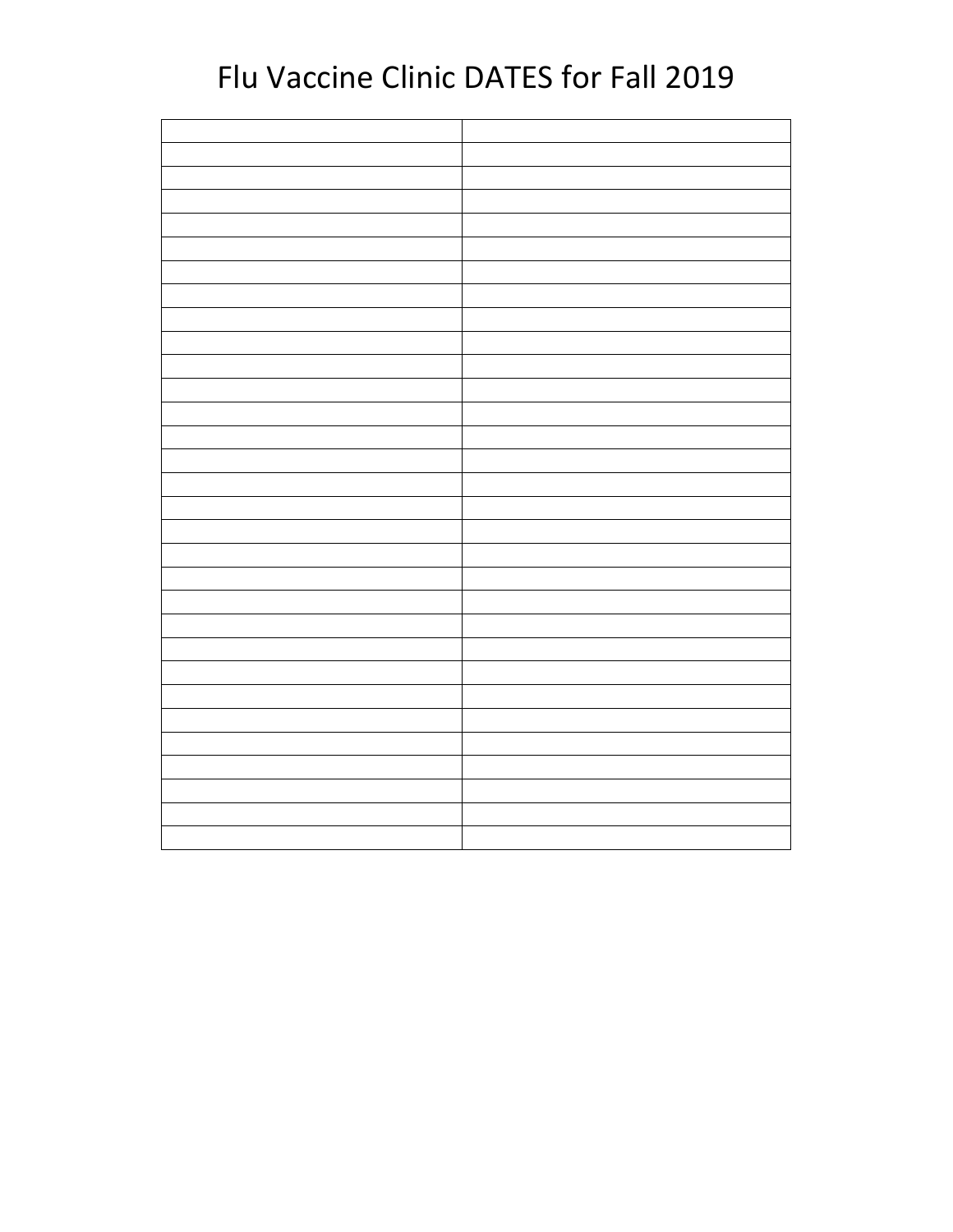# Flu Vaccine Clinic DATES for Fall 2019

| | |
|---|---|
| | |
| | |
| | |
| | |
| | |
| | |
| | |
| | |
| | |
| | |
| | |
| | |
| | |
| | |
| | |
| | |
| | |
| | |
| | |
| | |
| | |
| | |
| | |
| | |
| | |
| | |
| | |
| | |
| | |
| | |